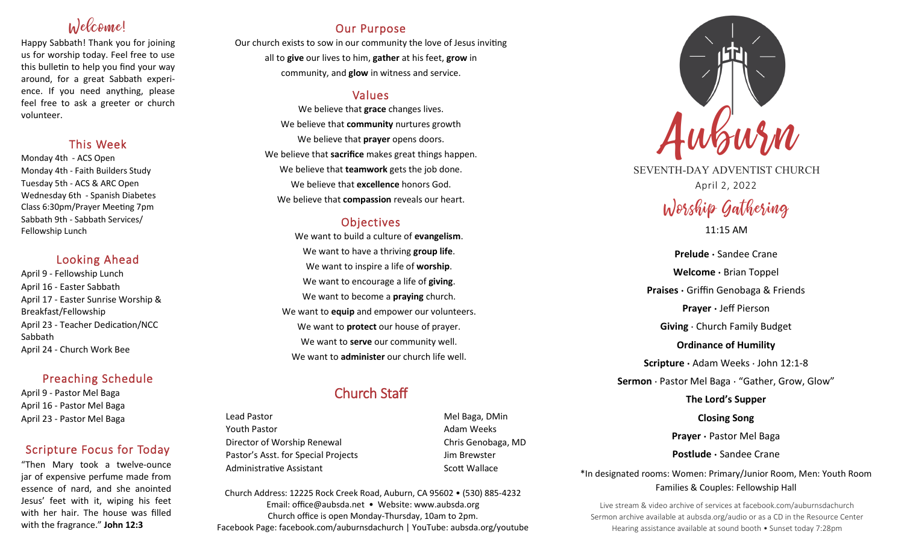## Welcome!

Happy Sabbath! Thank you for joining us for worship today. Feel free to use this bulletin to help you find your way around, for a great Sabbath experience. If you need anything, please feel free to ask a greeter or church volunteer.

## This Week

Monday 4th - ACS Open
Monday 4th - Faith Builders Study
Tuesday 5th - ACS & ARC Open
Wednesday 6th - Spanish Diabetes Class 6:30pm/Prayer Meeting 7pm
Sabbath 9th - Sabbath Services/Fellowship Lunch

## Looking Ahead

April 9 - Fellowship Lunch
April 16 - Easter Sabbath
April 17 - Easter Sunrise Worship & Breakfast/Fellowship
April 23 - Teacher Dedication/NCC Sabbath
April 24 - Church Work Bee

## Preaching Schedule

April 9 - Pastor Mel Baga
April 16 - Pastor Mel Baga
April 23 - Pastor Mel Baga

## Scripture Focus for Today

"Then Mary took a twelve-ounce jar of expensive perfume made from essence of nard, and she anointed Jesus' feet with it, wiping his feet with her hair. The house was filled with the fragrance." **John 12:3**

## Our Purpose

Our church exists to sow in our community the love of Jesus inviting all to **give** our lives to him, **gather** at his feet, **grow** in community, and **glow** in witness and service.

## Values

We believe that **grace** changes lives.
We believe that **community** nurtures growth
We believe that **prayer** opens doors.
We believe that **sacrifice** makes great things happen.
We believe that **teamwork** gets the job done.
We believe that **excellence** honors God.
We believe that **compassion** reveals our heart.

## Objectives

We want to build a culture of **evangelism**.
We want to have a thriving **group life**.
We want to inspire a life of **worship**.
We want to encourage a life of **giving**.
We want to become a **praying** church.
We want to **equip** and empower our volunteers.
We want to **protect** our house of prayer.
We want to **serve** our community well.
We want to **administer** our church life well.

## Church Staff

| | |
|---|---|
| Lead Pastor | Mel Baga, DMin |
| Youth Pastor | Adam Weeks |
| Director of Worship Renewal | Chris Genobaga, MD |
| Pastor's Asst. for Special Projects | Jim Brewster |
| Administrative Assistant | Scott Wallace |

Church Address: 12225 Rock Creek Road, Auburn, CA 95602 • (530) 885-4232
Email: office@aubsda.net • Website: www.aubsda.org
Church office is open Monday-Thursday, 10am to 2pm.
Facebook Page: facebook.com/auburnsdachurch | YouTube: aubsda.org/youtube

# Auburn

SEVENTH-DAY ADVENTIST CHURCH
April 2, 2022

## Worship Gathering

11:15 AM

**Prelude** · Sandee Crane
**Welcome** · Brian Toppel
**Praises** · Griffin Genobaga & Friends
**Prayer** · Jeff Pierson
**Giving** · Church Family Budget
**Ordinance of Humility**
**Scripture** · Adam Weeks · John 12:1-8
**Sermon** · Pastor Mel Baga · "Gather, Grow, Glow"
**The Lord's Supper**
**Closing Song**
**Prayer** · Pastor Mel Baga
**Postlude** · Sandee Crane

*In designated rooms: Women: Primary/Junior Room, Men: Youth Room
Families & Couples: Fellowship Hall

Live stream & video archive of services at facebook.com/auburnsdachurch
Sermon archive available at aubsda.org/audio or as a CD in the Resource Center
Hearing assistance available at sound booth • Sunset today 7:28pm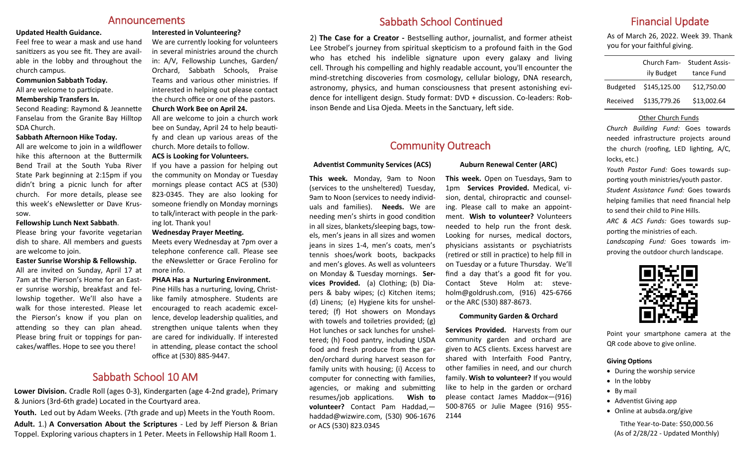## Announcements

**Updated Health Guidance.**

Feel free to wear a mask and use hand sanitizers as you see fit. They are available in the lobby and throughout the church campus.

**Communion Sabbath Today.**

All are welcome to participate.

**Membership Transfers In.**

Second Reading: Raymond & Jeannette Fanselau from the Granite Bay Hilltop SDA Church.

**Sabbath Afternoon Hike Today.**

All are welcome to join in a wildflower hike this afternoon at the Buttermilk Bend Trail at the South Yuba River State Park beginning at 2:15pm if you didn't bring a picnic lunch for after church. For more details, please see this week's eNewsletter or Dave Krussow.

**Fellowship Lunch Next Sabbath**.

Please bring your favorite vegetarian dish to share. All members and guests are welcome to join.

**Easter Sunrise Worship & Fellowship.**

All are invited on Sunday, April 17 at 7am at the Pierson's Home for an Easter sunrise worship, breakfast and fellowship together. We'll also have a walk for those interested. Please let the Pierson's know if you plan on attending so they can plan ahead. Please bring fruit or toppings for pancakes/waffles. Hope to see you there!

**Interested in Volunteering?**

We are currently looking for volunteers in several ministries around the church in: A/V, Fellowship Lunches, Garden/Orchard, Sabbath Schools, Praise Teams and various other ministries. If interested in helping out please contact the church office or one of the pastors.

**Church Work Bee on April 24.**

All are welcome to join a church work bee on Sunday, April 24 to help beautify and clean up various areas of the church. More details to follow.

**ACS is Looking for Volunteers.**

If you have a passion for helping out the community on Monday or Tuesday mornings please contact ACS at (530) 823-0345. They are also looking for someone friendly on Monday mornings to talk/interact with people in the parking lot. Thank you!

**Wednesday Prayer Meeting.**

Meets every Wednesday at 7pm over a telephone conference call. Please see the eNewsletter or Grace Ferolino for more info.

**PHAA Has a Nurturing Environment.**

Pine Hills has a nurturing, loving, Christ-like family atmosphere. Students are encouraged to reach academic excellence, develop leadership qualities, and strengthen unique talents when they are cared for individually. If interested in attending, please contact the school office at (530) 885-9447.

## Sabbath School 10 AM

**Lower Division.** Cradle Roll (ages 0-3), Kindergarten (age 4-2nd grade), Primary & Juniors (3rd-6th grade) Located in the Courtyard area.

**Youth.** Led out by Adam Weeks. (7th grade and up) Meets in the Youth Room.

**Adult.** 1.) **A Conversation About the Scriptures** - Led by Jeff Pierson & Brian Toppel. Exploring various chapters in 1 Peter. Meets in Fellowship Hall Room 1.

## Sabbath School Continued

2) **The Case for a Creator -** Bestselling author, journalist, and former atheist Lee Strobel's journey from spiritual skepticism to a profound faith in the God who has etched his indelible signature upon every galaxy and living cell. Through his compelling and highly readable account, you'll encounter the mind-stretching discoveries from cosmology, cellular biology, DNA research, astronomy, physics, and human consciousness that present astonishing evidence for intelligent design. Study format: DVD + discussion. Co-leaders: Robinson Bende and Lisa Ojeda. Meets in the Sanctuary, left side.

## Community Outreach

### Adventist Community Services (ACS)

**This week.** Monday, 9am to Noon (services to the unsheltered) Tuesday, 9am to Noon (services to needy individuals and families). **Needs.** We are needing men's shirts in good condition in all sizes, blankets/sleeping bags, towels, men's jeans in all sizes and women jeans in sizes 1-4, men's coats, men's tennis shoes/work boots, backpacks and men's gloves. As well as volunteers on Monday & Tuesday mornings. **Services Provided.** (a) Clothing; (b) Diapers & baby wipes; (c) Kitchen items; (d) Linens; (e) Hygiene kits for unsheltered; (f) Hot showers on Mondays with towels and toiletries provided; (g) Hot lunches or sack lunches for unsheltered; (h) Food pantry, including USDA food and fresh produce from the garden/orchard during harvest season for family units with housing; (i) Access to computer for connecting with families, agencies, or making and submitting resumes/job applications. **Wish to volunteer?** Contact Pam Haddad,—haddad@wizwire.com, (530) 906-1676 or ACS (530) 823.0345

### Auburn Renewal Center (ARC)

**This week.** Open on Tuesdays, 9am to 1pm **Services Provided.** Medical, vision, dental, chiropractic and counseling. Please call to make an appointment. **Wish to volunteer?** Volunteers needed to help run the front desk. Looking for nurses, medical doctors, physicians assistants or psychiatrists (retired or still in practice) to help fill in on Tuesday or a future Thursday. We'll find a day that's a good fit for you. Contact Steve Holm at: steveholm@goldrush.com, (916) 425-6766 or the ARC (530) 887-8673.

### Community Garden & Orchard

**Services Provided.** Harvests from our community garden and orchard are given to ACS clients. Excess harvest are shared with Interfaith Food Pantry, other families in need, and our church family. **Wish to volunteer?** If you would like to help in the garden or orchard please contact James Maddox—(916) 500-8765 or Julie Magee (916) 955-2144

## Financial Update

As of March 26, 2022. Week 39. Thank you for your faithful giving.

| | Church Family Budget | Student Assistance Fund |
|---|---|---|
| Budgeted | $145,125.00 | $12,750.00 |
| Received | $135,779.26 | $13,002.64 |

Other Church Funds

*Church Building Fund:* Goes towards needed infrastructure projects around the church (roofing, LED lighting, A/C, locks, etc.)

*Youth Pastor Fund:* Goes towards supporting youth ministries/youth pastor.

*Student Assistance Fund:* Goes towards helping families that need financial help to send their child to Pine Hills.

*ARC & ACS Funds:* Goes towards supporting the ministries of each.

*Landscaping Fund:* Goes towards improving the outdoor church landscape.

Point your smartphone camera at the QR code above to give online.

**Giving Options**

- During the worship service
- In the lobby
- By mail
- Adventist Giving app
- Online at aubsda.org/give

Tithe Year-to-Date: $50,000.56
(As of 2/28/22 - Updated Monthly)